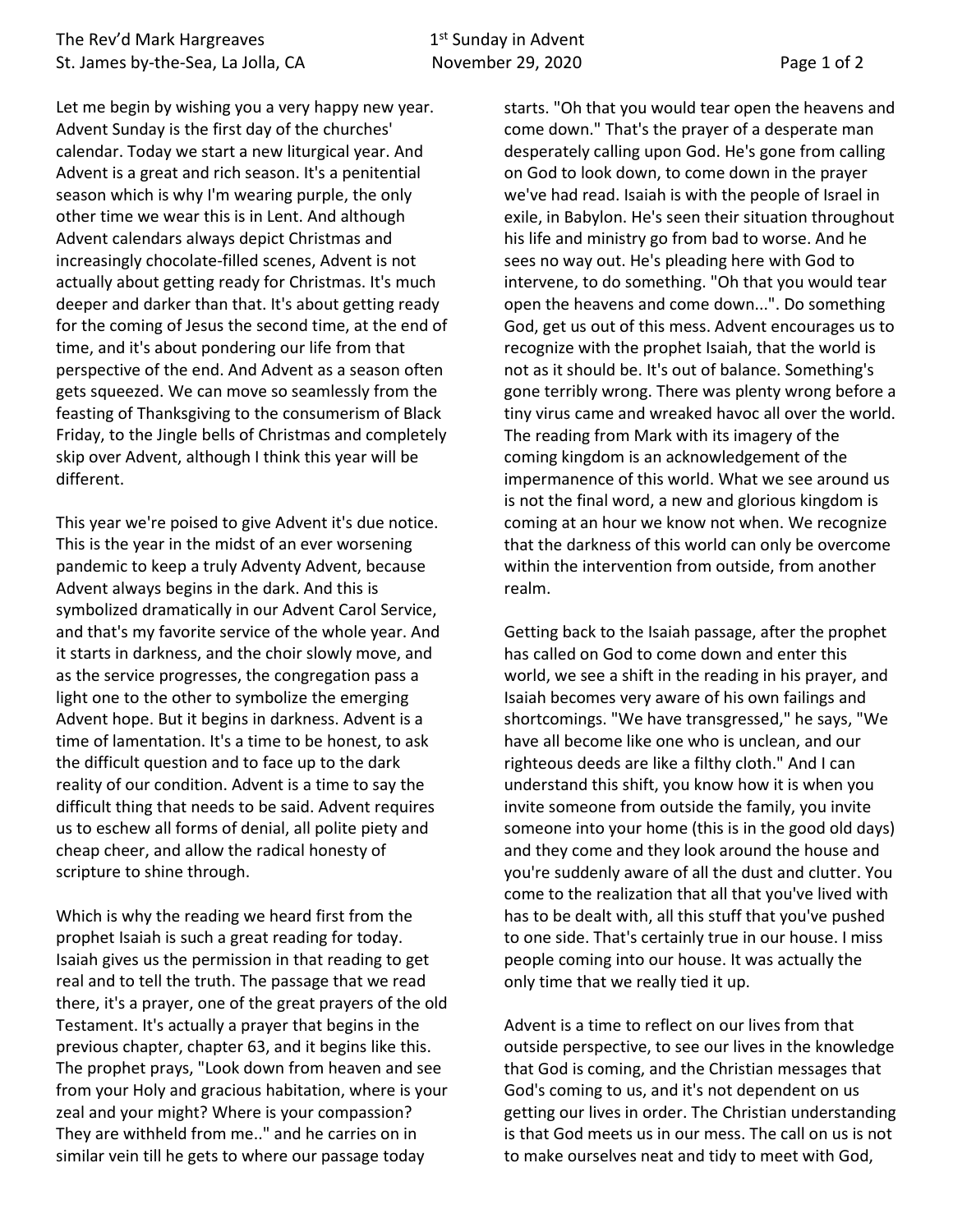Let me begin by wishing you a very happy new year. Advent Sunday is the first day of the churches' calendar. Today we start a new liturgical year. And Advent is a great and rich season. It's a penitential season which is why I'm wearing purple, the only other time we wear this is in Lent. And although Advent calendars always depict Christmas and increasingly chocolate-filled scenes, Advent is not actually about getting ready for Christmas. It's much deeper and darker than that. It's about getting ready for the coming of Jesus the second time, at the end of time, and it's about pondering our life from that perspective of the end. And Advent as a season often gets squeezed. We can move so seamlessly from the feasting of Thanksgiving to the consumerism of Black Friday, to the Jingle bells of Christmas and completely skip over Advent, although I think this year will be different.

This year we're poised to give Advent it's due notice. This is the year in the midst of an ever worsening pandemic to keep a truly Adventy Advent, because Advent always begins in the dark. And this is symbolized dramatically in our Advent Carol Service, and that's my favorite service of the whole year. And it starts in darkness, and the choir slowly move, and as the service progresses, the congregation pass a light one to the other to symbolize the emerging Advent hope. But it begins in darkness. Advent is a time of lamentation. It's a time to be honest, to ask the difficult question and to face up to the dark reality of our condition. Advent is a time to say the difficult thing that needs to be said. Advent requires us to eschew all forms of denial, all polite piety and cheap cheer, and allow the radical honesty of scripture to shine through.

Which is why the reading we heard first from the prophet Isaiah is such a great reading for today. Isaiah gives us the permission in that reading to get real and to tell the truth. The passage that we read there, it's a prayer, one of the great prayers of the old Testament. It's actually a prayer that begins in the previous chapter, chapter 63, and it begins like this. The prophet prays, "Look down from heaven and see from your Holy and gracious habitation, where is your zeal and your might? Where is your compassion? They are withheld from me.." and he carries on in similar vein till he gets to where our passage today starts. "Oh that you would tear open the heavens and come down." That's the prayer of a desperate man desperately calling upon God. He's gone from calling on God to look down, to come down in the prayer we've had read. Isaiah is with the people of Israel in exile, in Babylon. He's seen their situation throughout his life and ministry go from bad to worse. And he sees no way out. He's pleading here with God to intervene, to do something. "Oh that you would tear open the heavens and come down...". Do something God, get us out of this mess. Advent encourages us to recognize with the prophet Isaiah, that the world is not as it should be. It's out of balance. Something's gone terribly wrong. There was plenty wrong before a tiny virus came and wreaked havoc all over the world. The reading from Mark with its imagery of the coming kingdom is an acknowledgement of the impermanence of this world. What we see around us is not the final word, a new and glorious kingdom is coming at an hour we know not when. We recognize that the darkness of this world can only be overcome within the intervention from outside, from another realm.

Getting back to the Isaiah passage, after the prophet has called on God to come down and enter this world, we see a shift in the reading in his prayer, and Isaiah becomes very aware of his own failings and shortcomings. "We have transgressed," he says, "We have all become like one who is unclean, and our righteous deeds are like a filthy cloth." And I can understand this shift, you know how it is when you invite someone from outside the family, you invite someone into your home (this is in the good old days) and they come and they look around the house and you're suddenly aware of all the dust and clutter. You come to the realization that all that you've lived with has to be dealt with, all this stuff that you've pushed to one side. That's certainly true in our house. I miss people coming into our house. It was actually the only time that we really tied it up.

Advent is a time to reflect on our lives from that outside perspective, to see our lives in the knowledge that God is coming, and the Christian messages that God's coming to us, and it's not dependent on us getting our lives in order. The Christian understanding is that God meets us in our mess. The call on us is not to make ourselves neat and tidy to meet with God,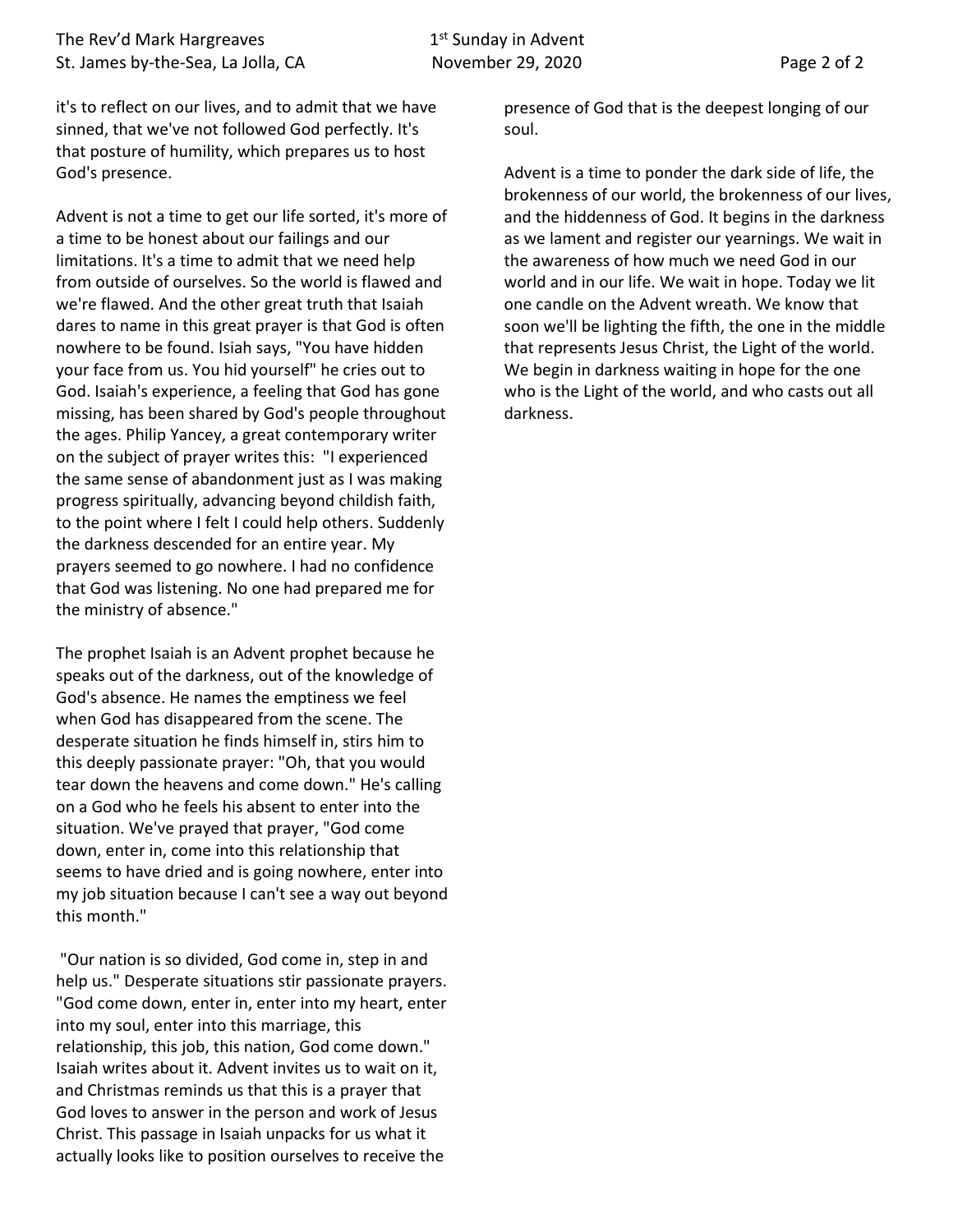it's to reflect on our lives, and to admit that we have sinned, that we've not followed God perfectly. It's that posture of humility, which prepares us to host God's presence.

Advent is not a time to get our life sorted, it's more of a time to be honest about our failings and our limitations. It's a time to admit that we need help from outside of ourselves. So the world is flawed and we're flawed. And the other great truth that Isaiah dares to name in this great prayer is that God is often nowhere to be found. Isiah says, "You have hidden your face from us. You hid yourself" he cries out to God. Isaiah's experience, a feeling that God has gone missing, has been shared by God's people throughout the ages. Philip Yancey, a great contemporary writer on the subject of prayer writes this: "I experienced the same sense of abandonment just as I was making progress spiritually, advancing beyond childish faith, to the point where I felt I could help others. Suddenly the darkness descended for an entire year. My prayers seemed to go nowhere. I had no confidence that God was listening. No one had prepared me for the ministry of absence."

The prophet Isaiah is an Advent prophet because he speaks out of the darkness, out of the knowledge of God's absence. He names the emptiness we feel when God has disappeared from the scene. The desperate situation he finds himself in, stirs him to this deeply passionate prayer: "Oh, that you would tear down the heavens and come down." He's calling on a God who he feels his absent to enter into the situation. We've prayed that prayer, "God come down, enter in, come into this relationship that seems to have dried and is going nowhere, enter into my job situation because I can't see a way out beyond this month."

"Our nation is so divided, God come in, step in and help us." Desperate situations stir passionate prayers. "God come down, enter in, enter into my heart, enter into my soul, enter into this marriage, this relationship, this job, this nation, God come down." Isaiah writes about it. Advent invites us to wait on it, and Christmas reminds us that this is a prayer that God loves to answer in the person and work of Jesus Christ. This passage in Isaiah unpacks for us what it actually looks like to position ourselves to receive the presence of God that is the deepest longing of our soul.

Advent is a time to ponder the dark side of life, the brokenness of our world, the brokenness of our lives, and the hiddenness of God. It begins in the darkness as we lament and register our yearnings. We wait in the awareness of how much we need God in our world and in our life. We wait in hope. Today we lit one candle on the Advent wreath. We know that soon we'll be lighting the fifth, the one in the middle that represents Jesus Christ, the Light of the world. We begin in darkness waiting in hope for the one who is the Light of the world, and who casts out all darkness.